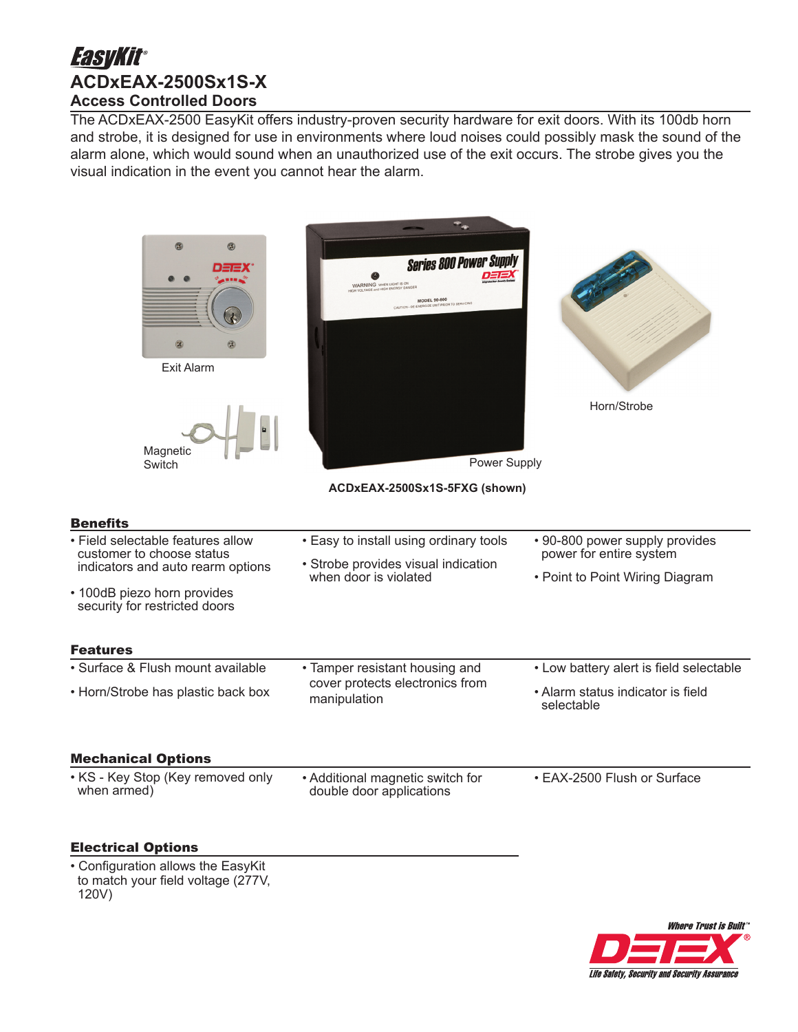# EasyKit®

## ACDxEAX-2500Sx1S-X

### Access Controlled Doors

The ACDxEAX-2500 EasyKit offers industry-proven security hardware for exit doors. With its 100db horn and strobe, it is designed for use in environments where loud noises could possibly mask the sound of the alarm alone, which would sound when an unauthorized use of the exit occurs. The strobe gives you the visual indication in the event you cannot hear the alarm.

Exit Alarm

Magnetic Switch

Power Supply

Horn/Strobe

**ACDxEAX-2500Sx1S-5FXG (shown)**

### Benefits

- Field selectable features allow customer to choose status indicators and auto rearm options
- 100dB piezo horn provides security for restricted doors
- Easy to install using ordinary tools
- Strobe provides visual indication when door is violated
- 90-800 power supply provides power for entire system
- Point to Point Wiring Diagram

### Features

- Surface & Flush mount available
- Horn/Strobe has plastic back box
- Tamper resistant housing and cover protects electronics from manipulation
- Low battery alert is field selectable
- Alarm status indicator is field selectable

### Mechanical Options

- KS - Key Stop (Key removed only when armed)
- Additional magnetic switch for double door applications
- EAX-2500 Flush or Surface

### Electrical Options

- Configuration allows the EasyKit to match your field voltage (277V, 120V)

Where Trust is Built™

DETEX®

Life Safety, Security and Security Assurance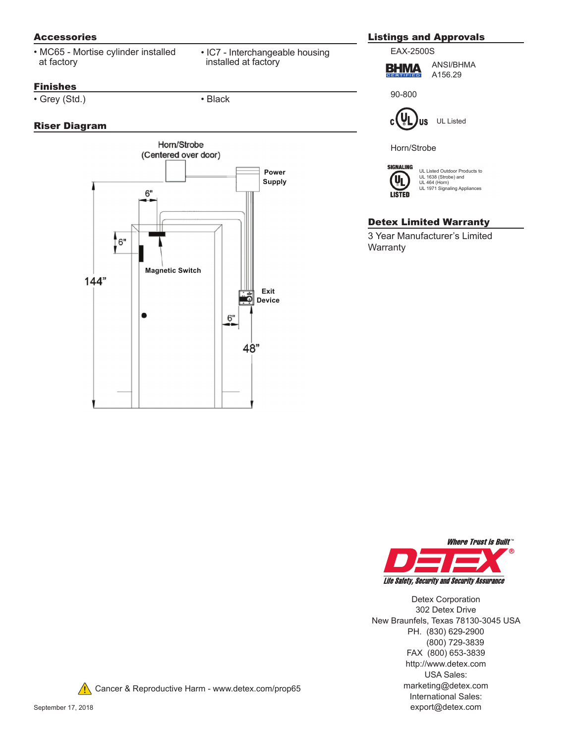## Accessories

- MC65 - Mortise cylinder installed at factory
- IC7 - Interchangeable housing installed at factory

## Finishes

- Grey (Std.)
- Black

## Riser Diagram

Horn/Strobe
(Centered over door)

Power
Supply

6"

6"

Magnetic Switch

144"

Exit
Device

6"

48"

## Listings and Approvals

EAX-2500S

BHMA CERTIFIED ANSI/BHMA A156.29

90-800

UL Listed

Horn/Strobe

SIGNALING UL LISTED

UL Listed Outdoor Products to
UL 1638 (Strobe) and
UL 464 (Horn)
UL 1971 Signaling Appliances

## Detex Limited Warranty

3 Year Manufacturer's Limited Warranty

Where Trust is Built™

DETEX®

Life Safety, Security and Security Assurance

Detex Corporation
302 Detex Drive
New Braunfels, Texas 78130-3045 USA
PH. (830) 629-2900
(800) 729-3839
FAX (800) 653-3839
http://www.detex.com
USA Sales:
marketing@detex.com
International Sales:
export@detex.com

⚠ Cancer & Reproductive Harm - www.detex.com/prop65

September 17, 2018